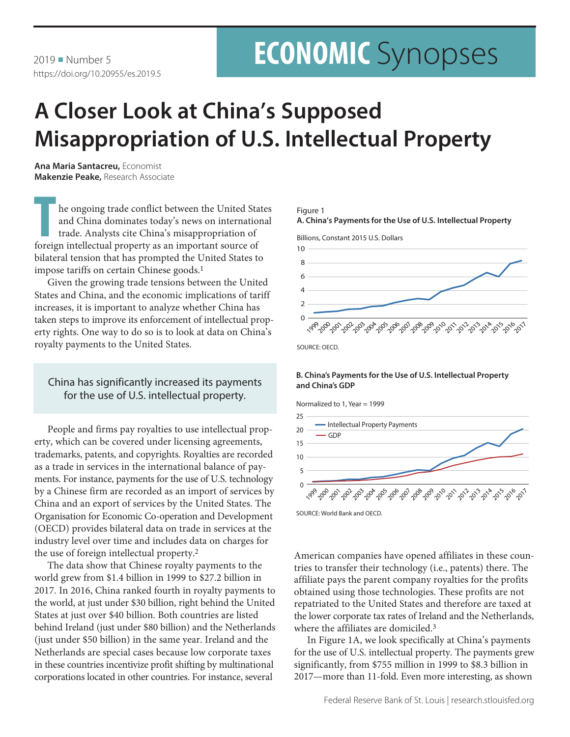2019 ■ Number 5
https://doi.org/10.20955/es.2019.5

# ECONOMIC Synopses

# A Closer Look at China's Supposed Misappropriation of U.S. Intellectual Property

**Ana Maria Santacreu,** Economist
**Makenzie Peake,** Research Associate

The ongoing trade conflict between the United States and China dominates today's news on international trade. Analysts cite China's misappropriation of foreign intellectual property as an important source of bilateral tension that has prompted the United States to impose tariffs on certain Chinese goods.[1]

Given the growing trade tensions between the United States and China, and the economic implications of tariff increases, it is important to analyze whether China has taken steps to improve its enforcement of intellectual property rights. One way to do so is to look at data on China's royalty payments to the United States.

> China has significantly increased its payments for the use of U.S. intellectual property.

People and firms pay royalties to use intellectual property, which can be covered under licensing agreements, trademarks, patents, and copyrights. Royalties are recorded as a trade in services in the international balance of payments. For instance, payments for the use of U.S. technology by a Chinese firm are recorded as an import of services by China and an export of services by the United States. The Organisation for Economic Co-operation and Development (OECD) provides bilateral data on trade in services at the industry level over time and includes data on charges for the use of foreign intellectual property.[2]

The data show that Chinese royalty payments to the world grew from $1.4 billion in 1999 to $27.2 billion in 2017. In 2016, China ranked fourth in royalty payments to the world, at just under $30 billion, right behind the United States at just over $40 billion. Both countries are listed behind Ireland (just under $80 billion) and the Netherlands (just under $50 billion) in the same year. Ireland and the Netherlands are special cases because low corporate taxes in these countries incentivize profit shifting by multinational corporations located in other countries. For instance, several American companies have opened affiliates in these countries to transfer their technology (i.e., patents) there. The affiliate pays the parent company royalties for the profits obtained using those technologies. These profits are not repatriated to the United States and therefore are taxed at the lower corporate tax rates of Ireland and the Netherlands, where the affiliates are domiciled.[3]

Figure 1
**A. China's Payments for the Use of U.S. Intellectual Property**

Billions, Constant 2015 U.S. Dollars

SOURCE: OECD.

**B. China's Payments for the Use of U.S. Intellectual Property and China's GDP**

Normalized to 1, Year = 1999

SOURCE: World Bank and OECD.

In Figure 1A, we look specifically at China's payments for the use of U.S. intellectual property. The payments grew significantly, from $755 million in 1999 to $8.3 billion in 2017—more than 11-fold. Even more interesting, as shown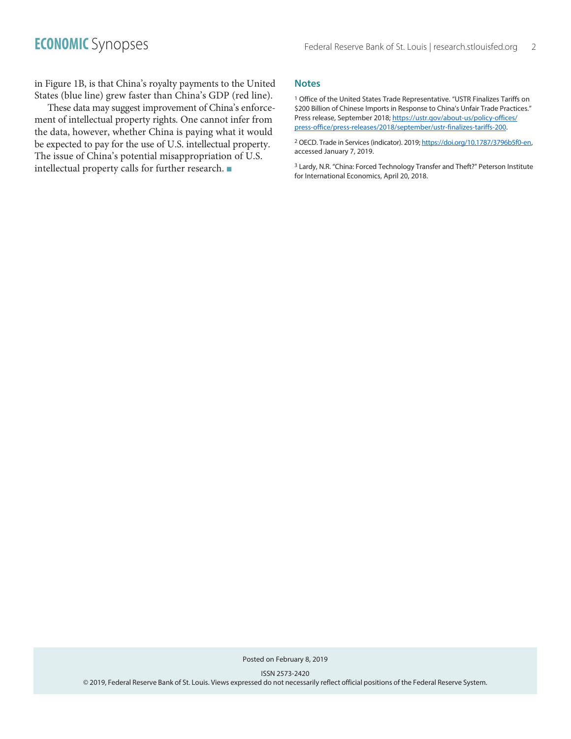in Figure 1B, is that China's royalty payments to the United States (blue line) grew faster than China's GDP (red line).

These data may suggest improvement of China's enforcement of intellectual property rights. One cannot infer from the data, however, whether China is paying what it would be expected to pay for the use of U.S. intellectual property. The issue of China's potential misappropriation of U.S. intellectual property calls for further research. ■

## Notes

[1] Office of the United States Trade Representative. "USTR Finalizes Tariffs on $200 Billion of Chinese Imports in Response to China's Unfair Trade Practices." Press release, September 2018; https://ustr.gov/about-us/policy-offices/press-office/press-releases/2018/september/ustr-finalizes-tariffs-200.

[2] OECD. Trade in Services (indicator). 2019; https://doi.org/10.1787/3796b5f0-en, accessed January 7, 2019.

[3] Lardy, N.R. "China: Forced Technology Transfer and Theft?" Peterson Institute for International Economics, April 20, 2018.

Posted on February 8, 2019

ISSN 2573-2420

© 2019, Federal Reserve Bank of St. Louis. Views expressed do not necessarily reflect official positions of the Federal Reserve System.